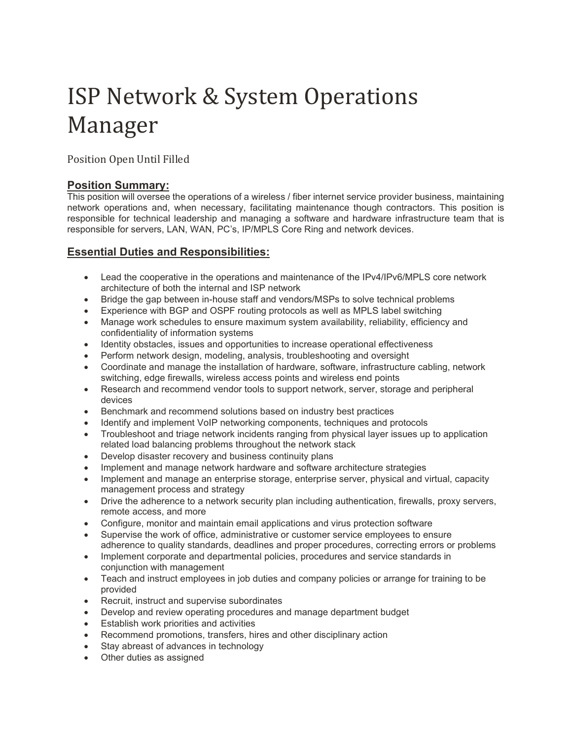# ISP Network & System Operations Manager

Position Open Until Filled

## Position Summary:

This position will oversee the operations of a wireless / fiber internet service provider business, maintaining network operations and, when necessary, facilitating maintenance though contractors. This position is responsible for technical leadership and managing a software and hardware infrastructure team that is responsible for servers, LAN, WAN, PC's, IP/MPLS Core Ring and network devices.

## Essential Duties and Responsibilities:

- Lead the cooperative in the operations and maintenance of the IPv4/IPv6/MPLS core network architecture of both the internal and ISP network
- Bridge the gap between in-house staff and vendors/MSPs to solve technical problems
- Experience with BGP and OSPF routing protocols as well as MPLS label switching
- Manage work schedules to ensure maximum system availability, reliability, efficiency and confidentiality of information systems
- Identity obstacles, issues and opportunities to increase operational effectiveness
- Perform network design, modeling, analysis, troubleshooting and oversight
- Coordinate and manage the installation of hardware, software, infrastructure cabling, network switching, edge firewalls, wireless access points and wireless end points
- Research and recommend vendor tools to support network, server, storage and peripheral devices
- Benchmark and recommend solutions based on industry best practices
- Identify and implement VoIP networking components, techniques and protocols
- Troubleshoot and triage network incidents ranging from physical layer issues up to application related load balancing problems throughout the network stack
- Develop disaster recovery and business continuity plans
- Implement and manage network hardware and software architecture strategies
- Implement and manage an enterprise storage, enterprise server, physical and virtual, capacity management process and strategy
- Drive the adherence to a network security plan including authentication, firewalls, proxy servers, remote access, and more
- Configure, monitor and maintain email applications and virus protection software
- Supervise the work of office, administrative or customer service employees to ensure adherence to quality standards, deadlines and proper procedures, correcting errors or problems
- Implement corporate and departmental policies, procedures and service standards in conjunction with management
- Teach and instruct employees in job duties and company policies or arrange for training to be provided
- Recruit, instruct and supervise subordinates
- Develop and review operating procedures and manage department budget
- Establish work priorities and activities
- Recommend promotions, transfers, hires and other disciplinary action
- Stay abreast of advances in technology
- Other duties as assigned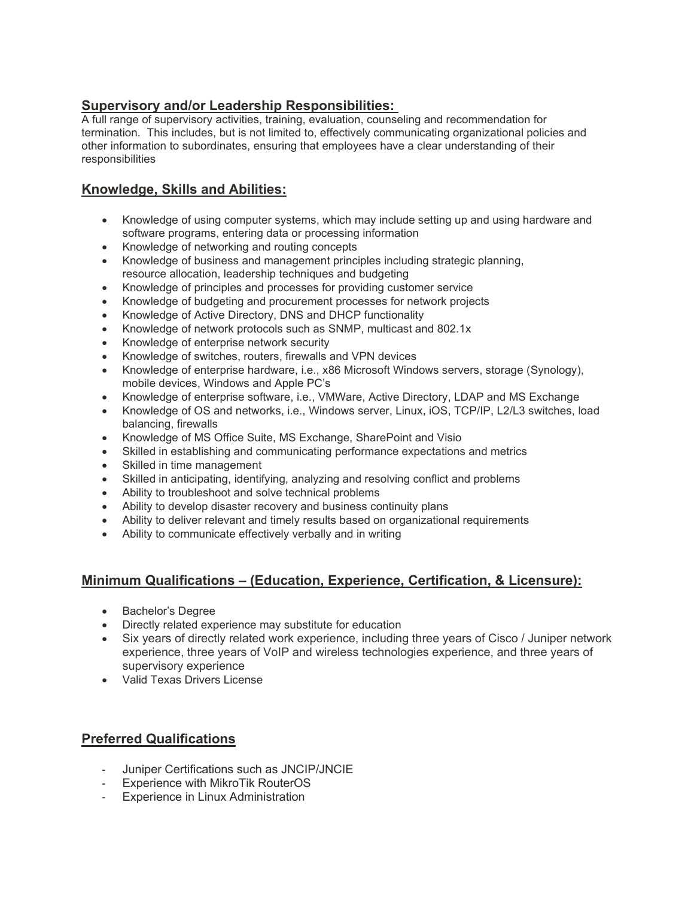## Supervisory and/or Leadership Responsibilities:

A full range of supervisory activities, training, evaluation, counseling and recommendation for termination. This includes, but is not limited to, effectively communicating organizational policies and other information to subordinates, ensuring that employees have a clear understanding of their responsibilities

## Knowledge, Skills and Abilities:

- Knowledge of using computer systems, which may include setting up and using hardware and software programs, entering data or processing information
- Knowledge of networking and routing concepts
- Knowledge of business and management principles including strategic planning, resource allocation, leadership techniques and budgeting
- Knowledge of principles and processes for providing customer service
- Knowledge of budgeting and procurement processes for network projects
- Knowledge of Active Directory, DNS and DHCP functionality
- Knowledge of network protocols such as SNMP, multicast and 802.1x
- Knowledge of enterprise network security
- Knowledge of switches, routers, firewalls and VPN devices
- Knowledge of enterprise hardware, i.e., x86 Microsoft Windows servers, storage (Synology), mobile devices, Windows and Apple PC's
- Knowledge of enterprise software, i.e., VMWare, Active Directory, LDAP and MS Exchange
- Knowledge of OS and networks, i.e., Windows server, Linux, iOS, TCP/IP, L2/L3 switches, load balancing, firewalls
- Knowledge of MS Office Suite, MS Exchange, SharePoint and Visio
- Skilled in establishing and communicating performance expectations and metrics
- Skilled in time management
- Skilled in anticipating, identifying, analyzing and resolving conflict and problems
- Ability to troubleshoot and solve technical problems
- Ability to develop disaster recovery and business continuity plans
- Ability to deliver relevant and timely results based on organizational requirements
- Ability to communicate effectively verbally and in writing

## Minimum Qualifications – (Education, Experience, Certification, & Licensure):

- Bachelor's Degree
- Directly related experience may substitute for education
- Six years of directly related work experience, including three years of Cisco / Juniper network experience, three years of VoIP and wireless technologies experience, and three years of supervisory experience
- Valid Texas Drivers License

## Preferred Qualifications

- Juniper Certifications such as JNCIP/JNCIE
- Experience with MikroTik RouterOS
- Experience in Linux Administration